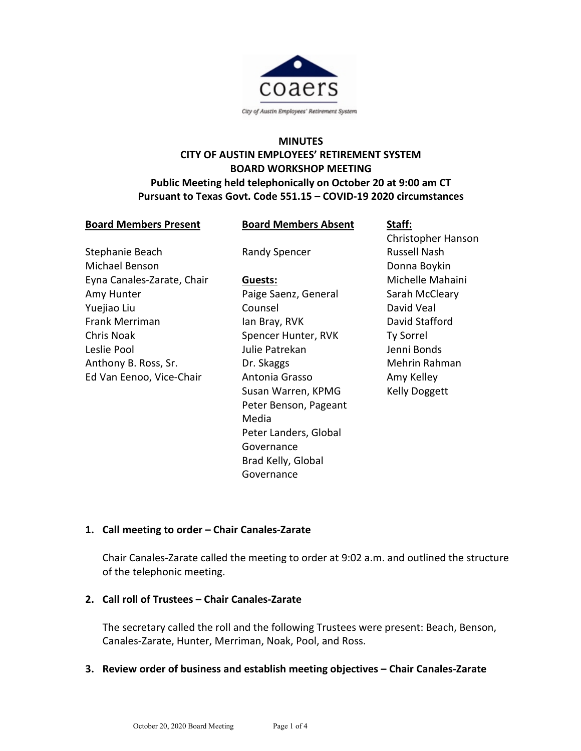**MINUTES**
**CITY OF AUSTIN EMPLOYEES' RETIREMENT SYSTEM**
**BOARD WORKSHOP MEETING**
**Public Meeting held telephonically on October 20 at 9:00 am CT**
**Pursuant to Texas Govt. Code 551.15 – COVID-19 2020 circumstances**

**Board Members Present**

Stephanie Beach
Michael Benson
Eyna Canales-Zarate, Chair
Amy Hunter
Yuejiao Liu
Frank Merriman
Chris Noak
Leslie Pool
Anthony B. Ross, Sr.
Ed Van Eenoo, Vice-Chair

**Board Members Absent**

Randy Spencer

**Guests:**

Paige Saenz, General Counsel
Ian Bray, RVK
Spencer Hunter, RVK
Julie Patrekan
Dr. Skaggs
Antonia Grasso
Susan Warren, KPMG
Peter Benson, Pageant Media
Peter Landers, Global Governance
Brad Kelly, Global Governance

**Staff:**

Christopher Hanson
Russell Nash
Donna Boykin
Michelle Mahaini
Sarah McCleary
David Veal
David Stafford
Ty Sorrel
Jenni Bonds
Mehrin Rahman
Amy Kelley
Kelly Doggett

**1. Call meeting to order – Chair Canales-Zarate**

Chair Canales-Zarate called the meeting to order at 9:02 a.m. and outlined the structure of the telephonic meeting.

**2. Call roll of Trustees – Chair Canales-Zarate**

The secretary called the roll and the following Trustees were present: Beach, Benson, Canales-Zarate, Hunter, Merriman, Noak, Pool, and Ross.

**3. Review order of business and establish meeting objectives – Chair Canales-Zarate**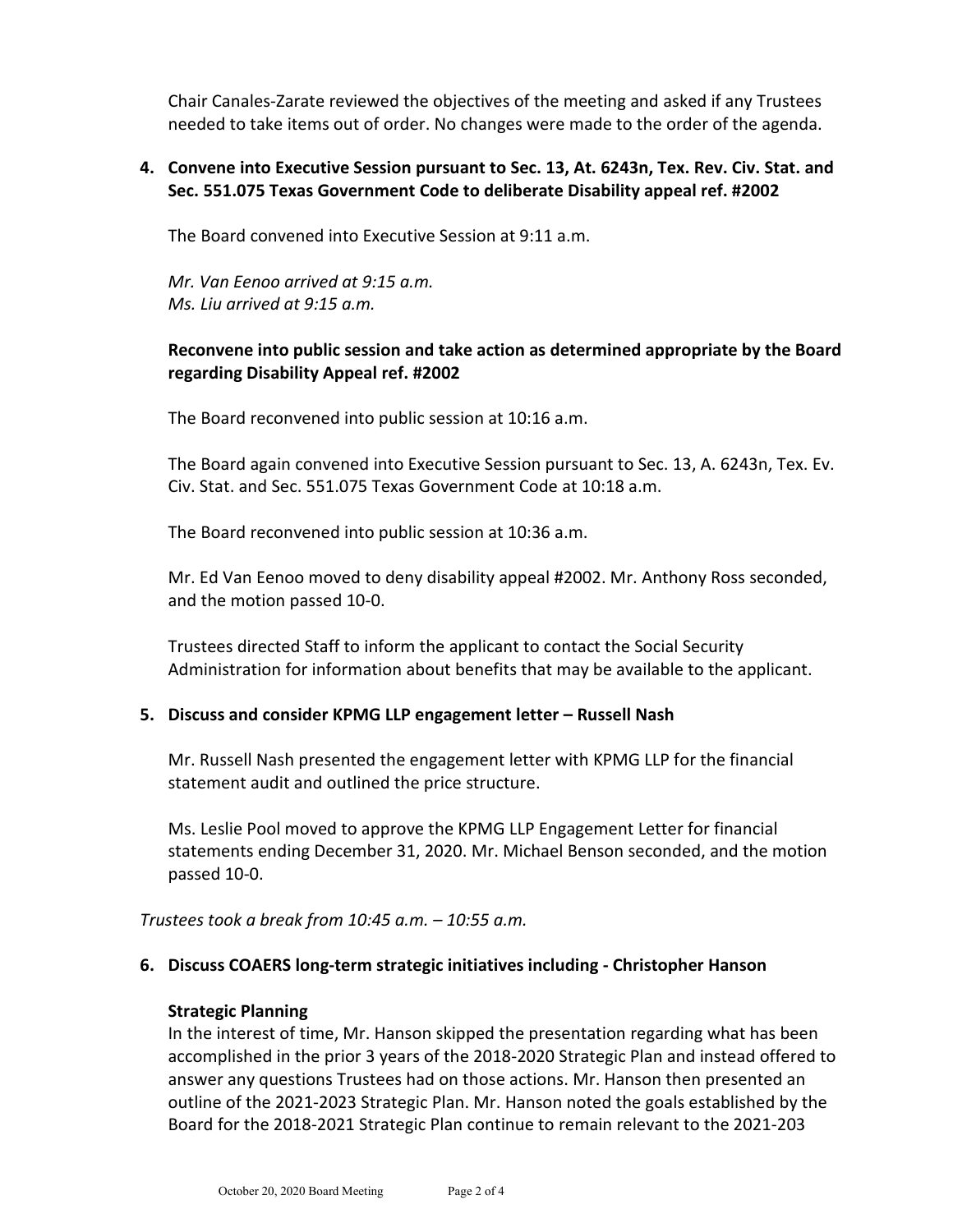Chair Canales-Zarate reviewed the objectives of the meeting and asked if any Trustees needed to take items out of order. No changes were made to the order of the agenda.

**4. Convene into Executive Session pursuant to Sec. 13, At. 6243n, Tex. Rev. Civ. Stat. and Sec. 551.075 Texas Government Code to deliberate Disability appeal ref. #2002**

The Board convened into Executive Session at 9:11 a.m.

*Mr. Van Eenoo arrived at 9:15 a.m.*
*Ms. Liu arrived at 9:15 a.m.*

**Reconvene into public session and take action as determined appropriate by the Board regarding Disability Appeal ref. #2002**

The Board reconvened into public session at 10:16 a.m.

The Board again convened into Executive Session pursuant to Sec. 13, A. 6243n, Tex. Ev. Civ. Stat. and Sec. 551.075 Texas Government Code at 10:18 a.m.

The Board reconvened into public session at 10:36 a.m.

Mr. Ed Van Eenoo moved to deny disability appeal #2002. Mr. Anthony Ross seconded, and the motion passed 10-0.

Trustees directed Staff to inform the applicant to contact the Social Security Administration for information about benefits that may be available to the applicant.

**5. Discuss and consider KPMG LLP engagement letter – Russell Nash**

Mr. Russell Nash presented the engagement letter with KPMG LLP for the financial statement audit and outlined the price structure.

Ms. Leslie Pool moved to approve the KPMG LLP Engagement Letter for financial statements ending December 31, 2020. Mr. Michael Benson seconded, and the motion passed 10-0.

*Trustees took a break from 10:45 a.m. – 10:55 a.m.*

**6. Discuss COAERS long-term strategic initiatives including - Christopher Hanson**

**Strategic Planning**
In the interest of time, Mr. Hanson skipped the presentation regarding what has been accomplished in the prior 3 years of the 2018-2020 Strategic Plan and instead offered to answer any questions Trustees had on those actions. Mr. Hanson then presented an outline of the 2021-2023 Strategic Plan. Mr. Hanson noted the goals established by the Board for the 2018-2021 Strategic Plan continue to remain relevant to the 2021-203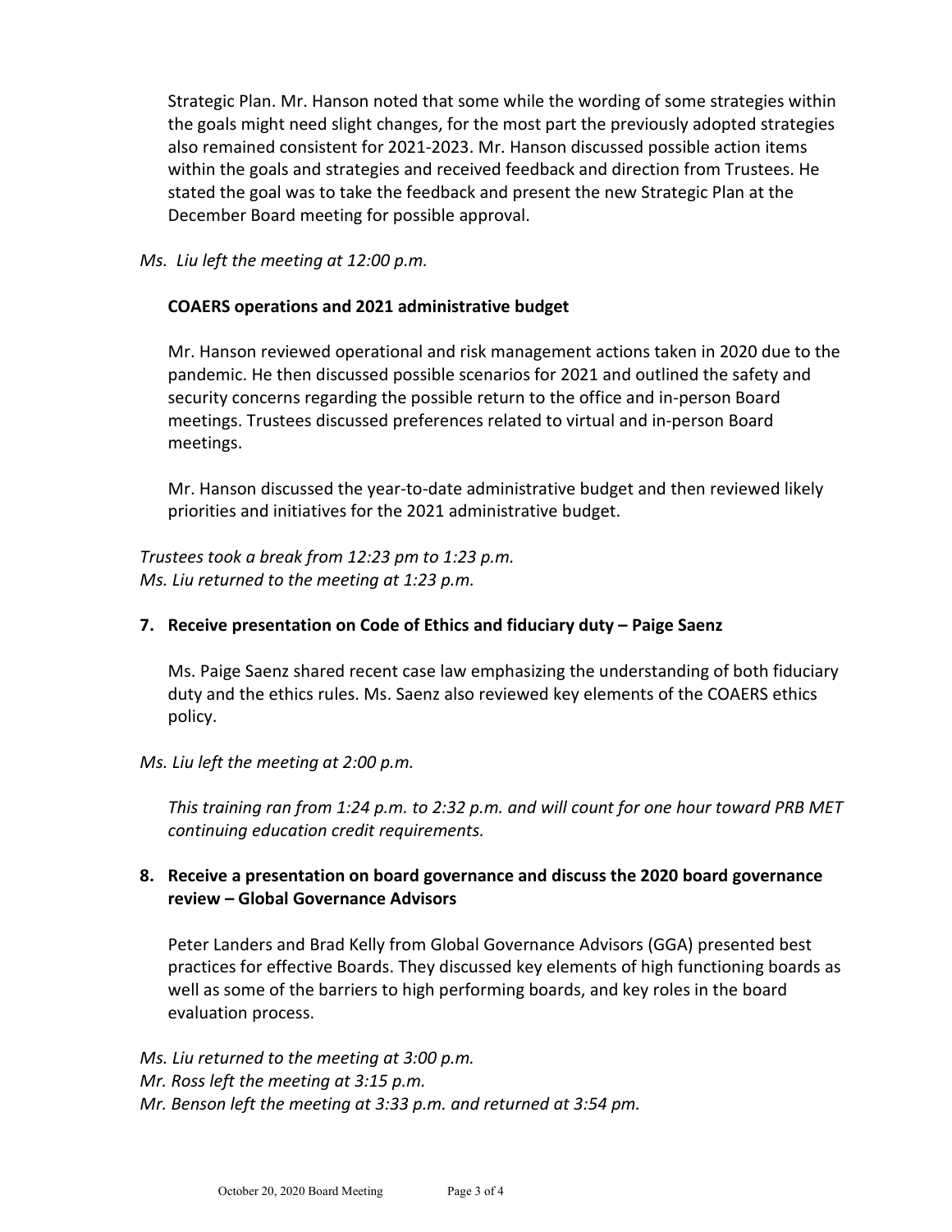Strategic Plan. Mr. Hanson noted that some while the wording of some strategies within the goals might need slight changes, for the most part the previously adopted strategies also remained consistent for 2021-2023. Mr. Hanson discussed possible action items within the goals and strategies and received feedback and direction from Trustees. He stated the goal was to take the feedback and present the new Strategic Plan at the December Board meeting for possible approval.

*Ms. Liu left the meeting at 12:00 p.m.*

**COAERS operations and 2021 administrative budget**

Mr. Hanson reviewed operational and risk management actions taken in 2020 due to the pandemic. He then discussed possible scenarios for 2021 and outlined the safety and security concerns regarding the possible return to the office and in-person Board meetings. Trustees discussed preferences related to virtual and in-person Board meetings.

Mr. Hanson discussed the year-to-date administrative budget and then reviewed likely priorities and initiatives for the 2021 administrative budget.

*Trustees took a break from 12:23 pm to 1:23 p.m.*
*Ms. Liu returned to the meeting at 1:23 p.m.*

**7. Receive presentation on Code of Ethics and fiduciary duty – Paige Saenz**

Ms. Paige Saenz shared recent case law emphasizing the understanding of both fiduciary duty and the ethics rules. Ms. Saenz also reviewed key elements of the COAERS ethics policy.

*Ms. Liu left the meeting at 2:00 p.m.*

*This training ran from 1:24 p.m. to 2:32 p.m. and will count for one hour toward PRB MET continuing education credit requirements.*

**8. Receive a presentation on board governance and discuss the 2020 board governance review – Global Governance Advisors**

Peter Landers and Brad Kelly from Global Governance Advisors (GGA) presented best practices for effective Boards. They discussed key elements of high functioning boards as well as some of the barriers to high performing boards, and key roles in the board evaluation process.

*Ms. Liu returned to the meeting at 3:00 p.m.*
*Mr. Ross left the meeting at 3:15 p.m.*
*Mr. Benson left the meeting at 3:33 p.m. and returned at 3:54 pm.*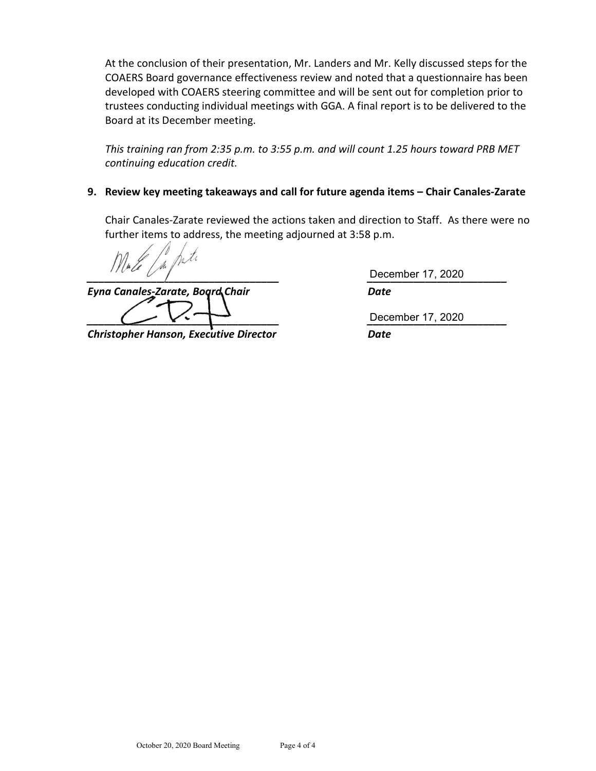At the conclusion of their presentation, Mr. Landers and Mr. Kelly discussed steps for the COAERS Board governance effectiveness review and noted that a questionnaire has been developed with COAERS steering committee and will be sent out for completion prior to trustees conducting individual meetings with GGA. A final report is to be delivered to the Board at its December meeting.

*This training ran from 2:35 p.m. to 3:55 p.m. and will count 1.25 hours toward PRB MET continuing education credit.*

**9. Review key meeting takeaways and call for future agenda items – Chair Canales-Zarate**

Chair Canales-Zarate reviewed the actions taken and direction to Staff. As there were no further items to address, the meeting adjourned at 3:58 p.m.

________________________________ December 17, 2020

***Eyna Canales-Zarate, Board Chair*** ***Date***

________________________________ December 17, 2020

***Christopher Hanson, Executive Director*** ***Date***